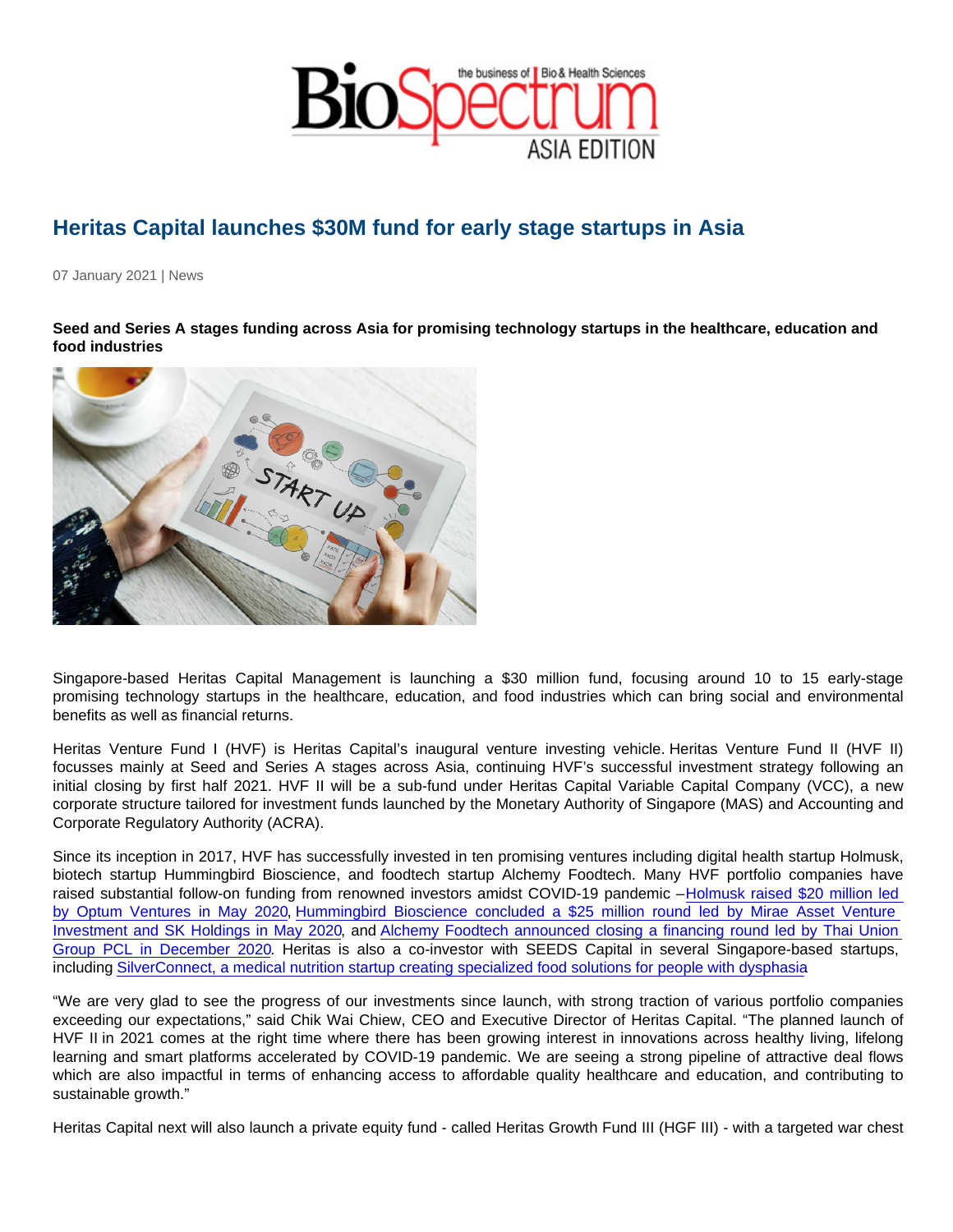# Heritas Capital launches $30M fund for early stage startups in Asia

07 January 2021 | News

**Seed and Series A stages funding across Asia for promising technology startups in the healthcare, education and food industries**

Singapore-based Heritas Capital Management is launching a $30 million fund, focusing around 10 to 15 early-stage promising technology startups in the healthcare, education, and food industries which can bring social and environmental benefits as well as financial returns.

Heritas Venture Fund I (HVF) is Heritas Capital's inaugural venture investing vehicle. Heritas Venture Fund II (HVF II) focusses mainly at Seed and Series A stages across Asia, continuing HVF's successful investment strategy following an initial closing by first half 2021. HVF II will be a sub-fund under Heritas Capital Variable Capital Company (VCC), a new corporate structure tailored for investment funds launched by the Monetary Authority of Singapore (MAS) and Accounting and Corporate Regulatory Authority (ACRA).

Since its inception in 2017, HVF has successfully invested in ten promising ventures including digital health startup Holmusk, biotech startup Hummingbird Bioscience, and foodtech startup Alchemy Foodtech. Many HVF portfolio companies have raised substantial follow-on funding from renowned investors amidst COVID-19 pandemic – Holmusk raised $20 million led by Optum Ventures in May 2020, Hummingbird Bioscience concluded a $25 million round led by Mirae Asset Venture Investment and SK Holdings in May 2020, and Alchemy Foodtech announced closing a financing round led by Thai Union Group PCL in December 2020. Heritas is also a co-investor with SEEDS Capital in several Singapore-based startups, including SilverConnect, a medical nutrition startup creating specialized food solutions for people with dysphasia

"We are very glad to see the progress of our investments since launch, with strong traction of various portfolio companies exceeding our expectations," said Chik Wai Chiew, CEO and Executive Director of Heritas Capital. "The planned launch of HVF II in 2021 comes at the right time where there has been growing interest in innovations across healthy living, lifelong learning and smart platforms accelerated by COVID-19 pandemic. We are seeing a strong pipeline of attractive deal flows which are also impactful in terms of enhancing access to affordable quality healthcare and education, and contributing to sustainable growth."

Heritas Capital next will also launch a private equity fund - called Heritas Growth Fund III (HGF III) - with a targeted war chest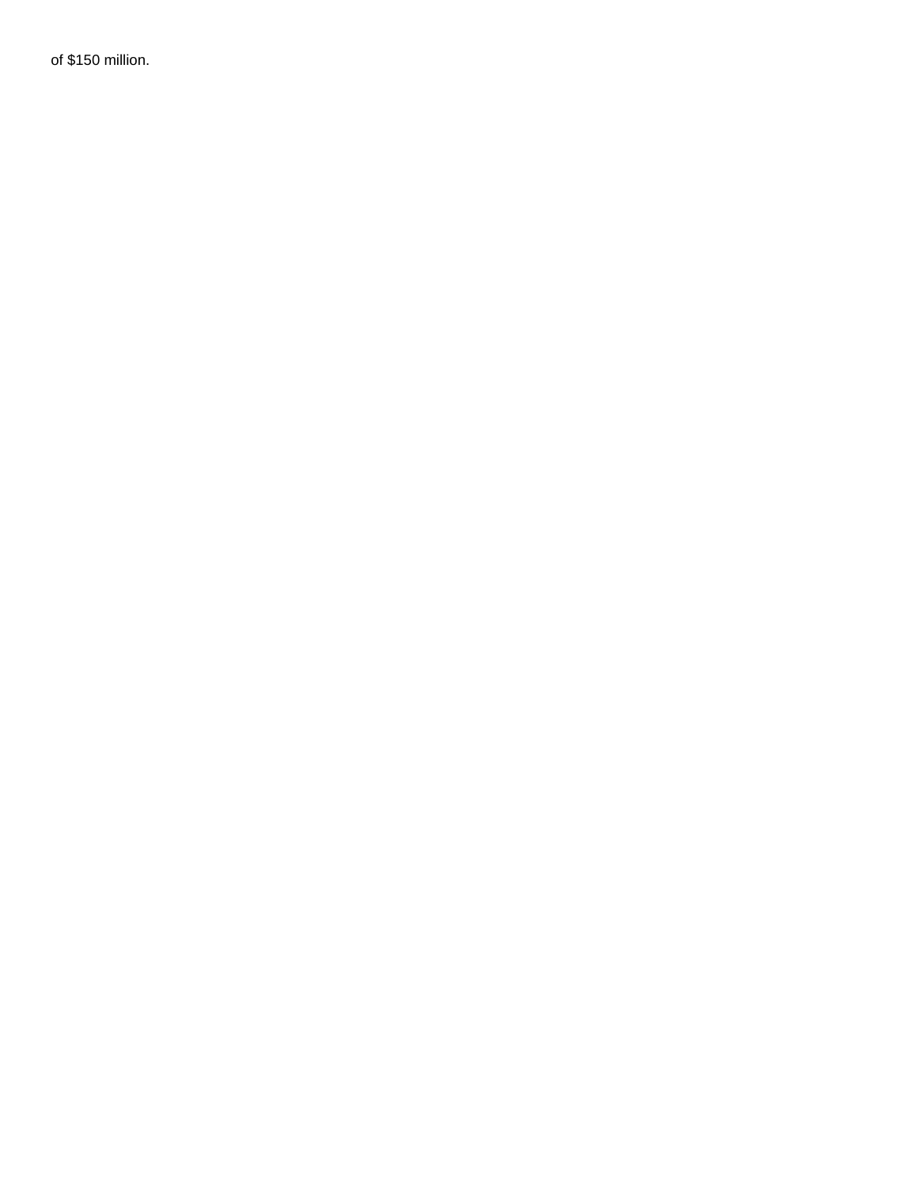of $150 million.